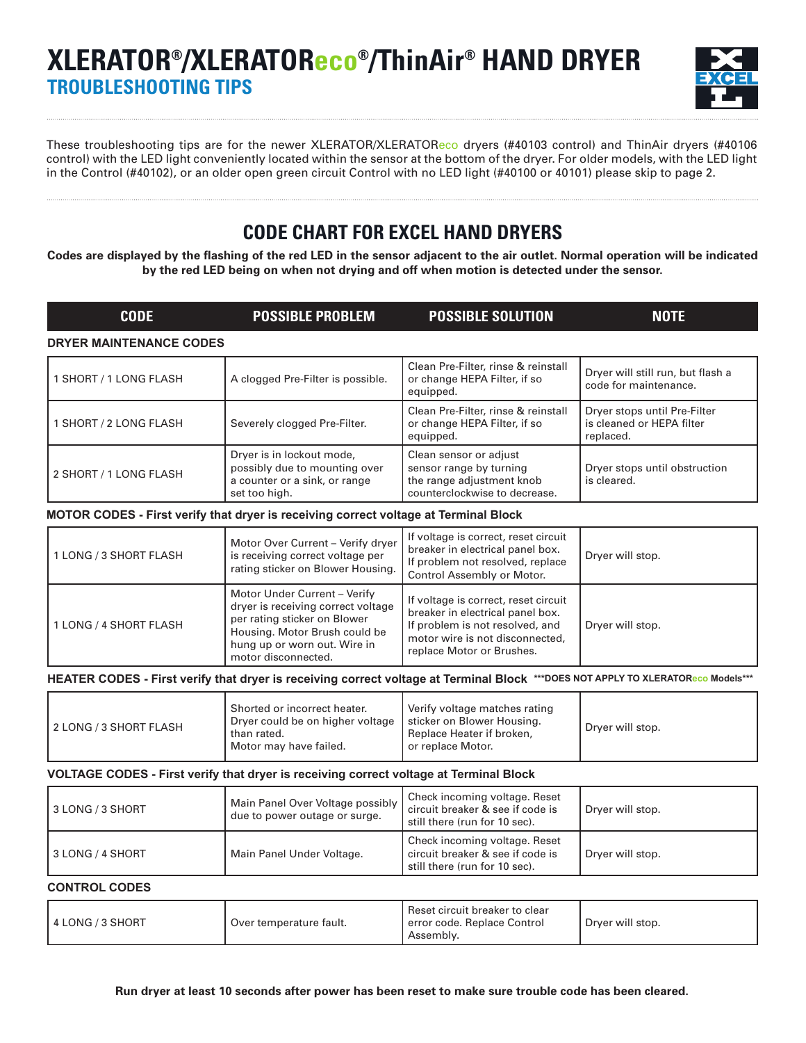# XLERATOR®/XLERATOReco®/ThinAir® HAND DRYER

## TROUBLESHOOTING TIPS

These troubleshooting tips are for the newer XLERATOR/XLERATOReco dryers (#40103 control) and ThinAir dryers (#40106 control) with the LED light conveniently located within the sensor at the bottom of the dryer. For older models, with the LED light in the Control (#40102), or an older open green circuit Control with no LED light (#40100 or 40101) please skip to page 2.

## CODE CHART FOR EXCEL HAND DRYERS

**Codes are displayed by the flashing of the red LED in the sensor adjacent to the air outlet. Normal operation will be indicated by the red LED being on when not drying and off when motion is detected under the sensor.**

| CODE | POSSIBLE PROBLEM | POSSIBLE SOLUTION | NOTE |
|---|---|---|---|
| **DRYER MAINTENANCE CODES** | | | |
| 1 SHORT / 1 LONG FLASH | A clogged Pre-Filter is possible. | Clean Pre-Filter, rinse & reinstall or change HEPA Filter, if so equipped. | Dryer will still run, but flash a code for maintenance. |
| 1 SHORT / 2 LONG FLASH | Severely clogged Pre-Filter. | Clean Pre-Filter, rinse & reinstall or change HEPA Filter, if so equipped. | Dryer stops until Pre-Filter is cleaned or HEPA filter replaced. |
| 2 SHORT / 1 LONG FLASH | Dryer is in lockout mode, possibly due to mounting over a counter or a sink, or range set too high. | Clean sensor or adjust sensor range by turning the range adjustment knob counterclockwise to decrease. | Dryer stops until obstruction is cleared. |
| **MOTOR CODES - First verify that dryer is receiving correct voltage at Terminal Block** | | | |
| 1 LONG / 3 SHORT FLASH | Motor Over Current – Verify dryer is receiving correct voltage per rating sticker on Blower Housing. | If voltage is correct, reset circuit breaker in electrical panel box. If problem not resolved, replace Control Assembly or Motor. | Dryer will stop. |
| 1 LONG / 4 SHORT FLASH | Motor Under Current – Verify dryer is receiving correct voltage per rating sticker on Blower Housing. Motor Brush could be hung up or worn out. Wire in motor disconnected. | If voltage is correct, reset circuit breaker in electrical panel box. If problem not resolved, and motor wire is not disconnected, replace Motor or Brushes. | Dryer will stop. |
| **HEATER CODES - First verify that dryer is receiving correct voltage at Terminal Block** ***DOES NOT APPLY TO XLERATOReco Models*** | | | |
| 2 LONG / 3 SHORT FLASH | Shorted or incorrect heater. Dryer could be on higher voltage than rated. Motor may have failed. | Verify voltage matches rating sticker on Blower Housing. Replace Heater if broken, or replace Motor. | Dryer will stop. |
| **VOLTAGE CODES - First verify that dryer is receiving correct voltage at Terminal Block** | | | |
| 3 LONG / 3 SHORT | Main Panel Over Voltage possibly due to power outage or surge. | Check incoming voltage. Reset circuit breaker & see if code is still there (run for 10 sec). | Dryer will stop. |
| 3 LONG / 4 SHORT | Main Panel Under Voltage. | Check incoming voltage. Reset circuit breaker & see if code is still there (run for 10 sec). | Dryer will stop. |
| **CONTROL CODES** | | | |
| 4 LONG / 3 SHORT | Over temperature fault. | Reset circuit breaker to clear error code. Replace Control Assembly. | Dryer will stop. |

**Run dryer at least 10 seconds after power has been reset to make sure trouble code has been cleared.**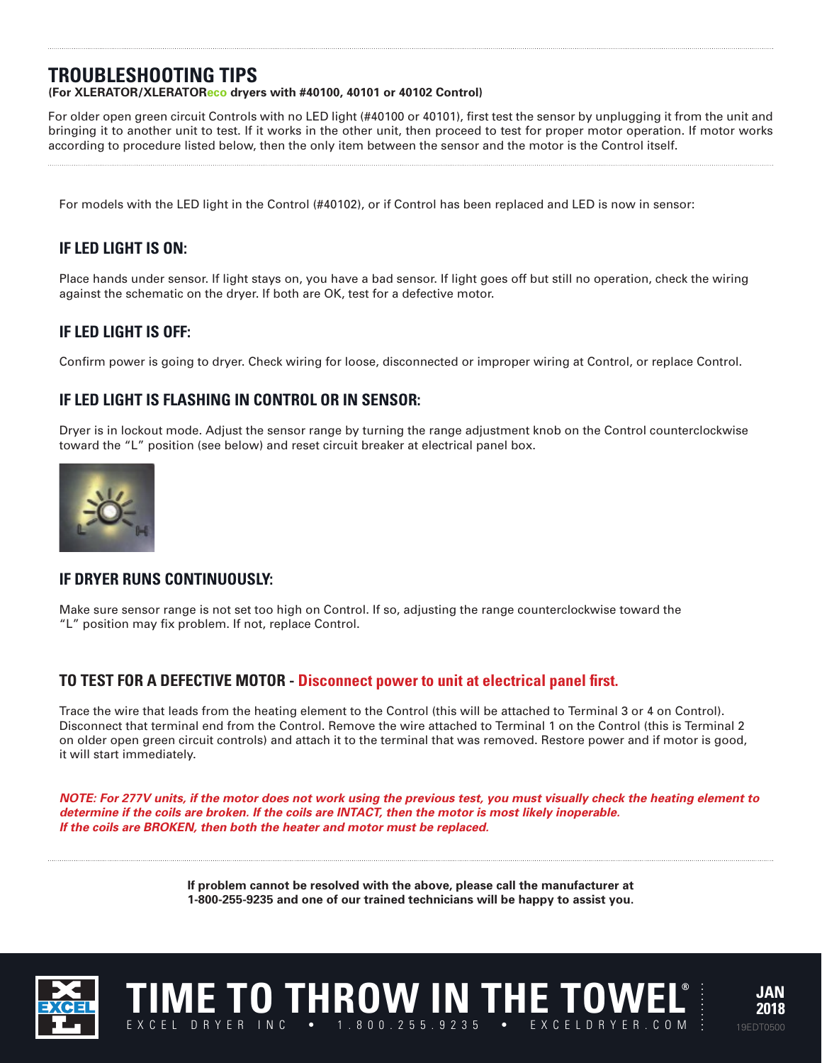# TROUBLESHOOTING TIPS

**(For XLERATOR/XLERATOReco dryers with #40100, 40101 or 40102 Control)**

For older open green circuit Controls with no LED light (#40100 or 40101), first test the sensor by unplugging it from the unit and bringing it to another unit to test. If it works in the other unit, then proceed to test for proper motor operation. If motor works according to procedure listed below, then the only item between the sensor and the motor is the Control itself.

For models with the LED light in the Control (#40102), or if Control has been replaced and LED is now in sensor:

## IF LED LIGHT IS ON:

Place hands under sensor. If light stays on, you have a bad sensor. If light goes off but still no operation, check the wiring against the schematic on the dryer. If both are OK, test for a defective motor.

## IF LED LIGHT IS OFF:

Confirm power is going to dryer. Check wiring for loose, disconnected or improper wiring at Control, or replace Control.

## IF LED LIGHT IS FLASHING IN CONTROL OR IN SENSOR:

Dryer is in lockout mode. Adjust the sensor range by turning the range adjustment knob on the Control counterclockwise toward the "L" position (see below) and reset circuit breaker at electrical panel box.

L H

## IF DRYER RUNS CONTINUOUSLY:

Make sure sensor range is not set too high on Control. If so, adjusting the range counterclockwise toward the "L" position may fix problem. If not, replace Control.

## TO TEST FOR A DEFECTIVE MOTOR - Disconnect power to unit at electrical panel first.

Trace the wire that leads from the heating element to the Control (this will be attached to Terminal 3 or 4 on Control). Disconnect that terminal end from the Control. Remove the wire attached to Terminal 1 on the Control (this is Terminal 2 on older open green circuit controls) and attach it to the terminal that was removed. Restore power and if motor is good, it will start immediately.

***NOTE: For 277V units, if the motor does not work using the previous test, you must visually check the heating element to determine if the coils are broken. If the coils are INTACT, then the motor is most likely inoperable.***
***If the coils are BROKEN, then both the heater and motor must be replaced.***

**If problem cannot be resolved with the above, please call the manufacturer at 1-800-255-9235 and one of our trained technicians will be happy to assist you.**

EXCEL

TIME TO THROW IN THE TOWEL®

EXCEL DRYER INC • 1.800.255.9235 • EXCELDRYER.COM

JAN 2018

19EDT0500